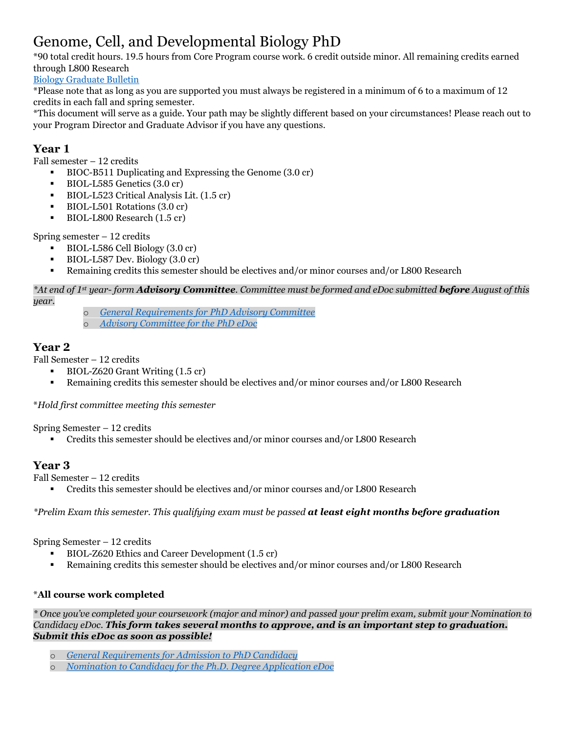# Genome, Cell, and Developmental Biology PhD

*90 total credit hours. 19.5 hours from Core Program course work. 6 credit outside minor. All remaining credits earned through L800 Research

[Biology Graduate Bulletin]

*Please note that as long as you are supported you must always be registered in a minimum of 6 to a maximum of 12 credits in each fall and spring semester.

*This document will serve as a guide. Your path may be slightly different based on your circumstances! Please reach out to your Program Director and Graduate Advisor if you have any questions.

## Year 1

Fall semester – 12 credits

- BIOC-B511 Duplicating and Expressing the Genome (3.0 cr)
- BIOL-L585 Genetics (3.0 cr)
- BIOL-L523 Critical Analysis Lit. (1.5 cr)
- BIOL-L501 Rotations (3.0 cr)
- BIOL-L800 Research (1.5 cr)

Spring semester – 12 credits

- BIOL-L586 Cell Biology (3.0 cr)
- BIOL-L587 Dev. Biology (3.0 cr)
- Remaining credits this semester should be electives and/or minor courses and/or L800 Research

*\*At end of 1st year- form **Advisory Committee**. Committee must be formed and eDoc submitted **before** August of this year.*

- *General Requirements for PhD Advisory Committee*
- *Advisory Committee for the PhD eDoc*

## Year 2

Fall Semester – 12 credits

- BIOL-Z620 Grant Writing (1.5 cr)
- Remaining credits this semester should be electives and/or minor courses and/or L800 Research

*\*Hold first committee meeting this semester*

Spring Semester – 12 credits

- Credits this semester should be electives and/or minor courses and/or L800 Research

## Year 3

Fall Semester – 12 credits

- Credits this semester should be electives and/or minor courses and/or L800 Research

*\*Prelim Exam this semester. This qualifying exam must be passed **at least eight months before graduation***

Spring Semester – 12 credits

- BIOL-Z620 Ethics and Career Development (1.5 cr)
- Remaining credits this semester should be electives and/or minor courses and/or L800 Research

***All course work completed**

*\* Once you've completed your coursework (major and minor) and passed your prelim exam, submit your Nomination to Candidacy eDoc. **This form takes several months to approve, and is an important step to graduation. Submit this eDoc as soon as possible!***

- *General Requirements for Admission to PhD Candidacy*
- *Nomination to Candidacy for the Ph.D. Degree Application eDoc*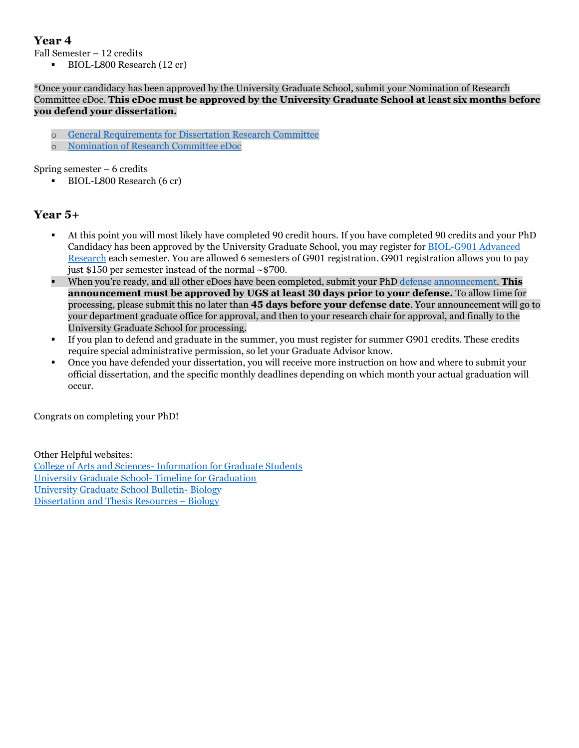## Year 4

Fall Semester – 12 credits

- BIOL-L800 Research (12 cr)

*Once your candidacy has been approved by the University Graduate School, submit your Nomination of Research Committee eDoc. **This eDoc must be approved by the University Graduate School at least six months before you defend your dissertation.**

- General Requirements for Dissertation Research Committee
- Nomination of Research Committee eDoc

Spring semester – 6 credits

- BIOL-L800 Research (6 cr)

## Year 5+

- At this point you will most likely have completed 90 credit hours. If you have completed 90 credits and your PhD Candidacy has been approved by the University Graduate School, you may register for BIOL-G901 Advanced Research each semester. You are allowed 6 semesters of G901 registration. G901 registration allows you to pay just $150 per semester instead of the normal ~$700.
- When you're ready, and all other eDocs have been completed, submit your PhD defense announcement. **This announcement must be approved by UGS at least 30 days prior to your defense.** To allow time for processing, please submit this no later than **45 days before your defense date**. Your announcement will go to your department graduate office for approval, and then to your research chair for approval, and finally to the University Graduate School for processing.
- If you plan to defend and graduate in the summer, you must register for summer G901 credits. These credits require special administrative permission, so let your Graduate Advisor know.
- Once you have defended your dissertation, you will receive more instruction on how and where to submit your official dissertation, and the specific monthly deadlines depending on which month your actual graduation will occur.

Congrats on completing your PhD!

Other Helpful websites:
College of Arts and Sciences- Information for Graduate Students
University Graduate School- Timeline for Graduation
University Graduate School Bulletin- Biology
Dissertation and Thesis Resources – Biology